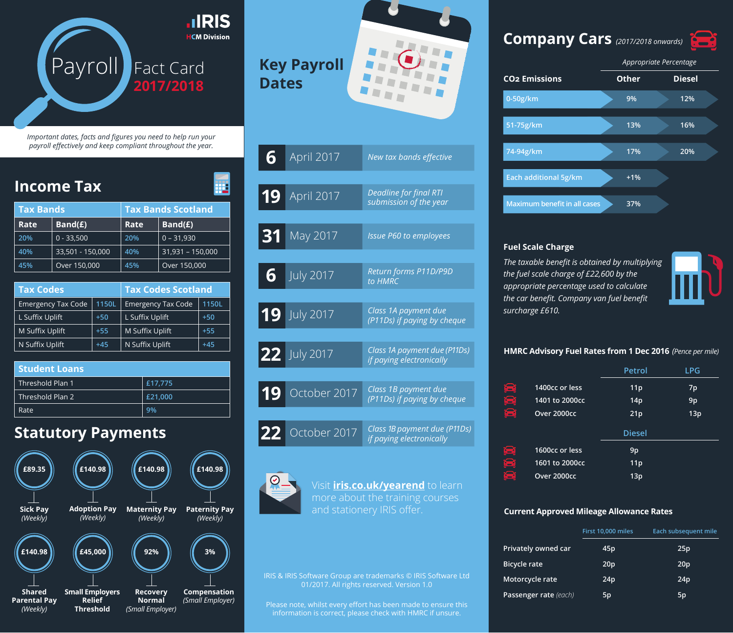**IRIS**
HCM Division

# Payroll Fact Card 2017/2018

*Important dates, facts and figures you need to help run your payroll effectively and keep compliant throughout the year.*

## Income Tax

| Tax Bands | | Tax Bands Scotland | |
|---|---|---|---|
| Rate | Band(£) | Rate | Band(£) |
| 20% | 0 - 33,500 | 20% | 0 – 31,930 |
| 40% | 33,501 - 150,000 | 40% | 31,931 – 150,000 |
| 45% | Over 150,000 | 45% | Over 150,000 |

| Tax Codes | | Tax Codes Scotland | |
|---|---|---|---|
| Emergency Tax Code | 1150L | Emergency Tax Code | 1150L |
| L Suffix Uplift | +50 | L Suffix Uplift | +50 |
| M Suffix Uplift | +55 | M Suffix Uplift | +55 |
| N Suffix Uplift | +45 | N Suffix Uplift | +45 |

| Student Loans | |
|---|---|
| Threshold Plan 1 | £17,775 |
| Threshold Plan 2 | £21,000 |
| Rate | 9% |

## Statutory Payments

- £89.35 — Sick Pay *(Weekly)*
- £140.98 — Adoption Pay *(Weekly)*
- £140.98 — Maternity Pay *(Weekly)*
- £140.98 — Paternity Pay *(Weekly)*
- £140.98 — Shared Parental Pay *(Weekly)*
- £45,000 — Small Employers Relief Threshold
- 92% — Recovery Normal *(Small Employer)*
- 3% — Compensation *(Small Employer)*

## Key Payroll Dates

| Date | | Event |
|---|---|---|
| 6 | April 2017 | *New tax bands effective* |
| 19 | April 2017 | *Deadline for final RTI submission of the year* |
| 31 | May 2017 | *Issue P60 to employees* |
| 6 | July 2017 | *Return forms P11D/P9D to HMRC* |
| 19 | July 2017 | *Class 1A payment due (P11Ds) if paying by cheque* |
| 22 | July 2017 | *Class 1A payment due (P11Ds) if paying electronically* |
| 19 | October 2017 | *Class 1B payment due (P11Ds) if paying by cheque* |
| 22 | October 2017 | *Class 1B payment due (P11Ds) if paying electronically* |

Visit **iris.co.uk/yearend** to learn more about the training courses and stationery IRIS offer.

IRIS & IRIS Software Group are trademarks © IRIS Software Ltd 01/2017. All rights reserved. Version 1.0

Please note, whilst every effort has been made to ensure this information is correct, please check with HMRC if unsure.

## Company Cars *(2017/2018 onwards)*

| $CO_2$ Emissions | Appropriate Percentage: Other | Appropriate Percentage: Diesel |
|---|---|---|
| 0-50g/km | 9% | 12% |
| 51-75g/km | 13% | 16% |
| 74-94g/km | 17% | 20% |
| Each additional 5g/km | +1% | |
| Maximum benefit in all cases | 37% | |

### Fuel Scale Charge

*The taxable benefit is obtained by multiplying the fuel scale charge of £22,600 by the appropriate percentage used to calculate the car benefit. Company van fuel benefit surcharge £610.*

### HMRC Advisory Fuel Rates from 1 Dec 2016 *(Pence per mile)*

| | Petrol | LPG |
|---|---|---|
| 1400cc or less | 11p | 7p |
| 1401 to 2000cc | 14p | 9p |
| Over 2000cc | 21p | 13p |

| | Diesel |
|---|---|
| 1600cc or less | 9p |
| 1601 to 2000cc | 11p |
| Over 2000cc | 13p |

### Current Approved Mileage Allowance Rates

| | First 10,000 miles | Each subsequent mile |
|---|---|---|
| Privately owned car | 45p | 25p |
| Bicycle rate | 20p | 20p |
| Motorcycle rate | 24p | 24p |
| Passenger rate *(each)* | 5p | 5p |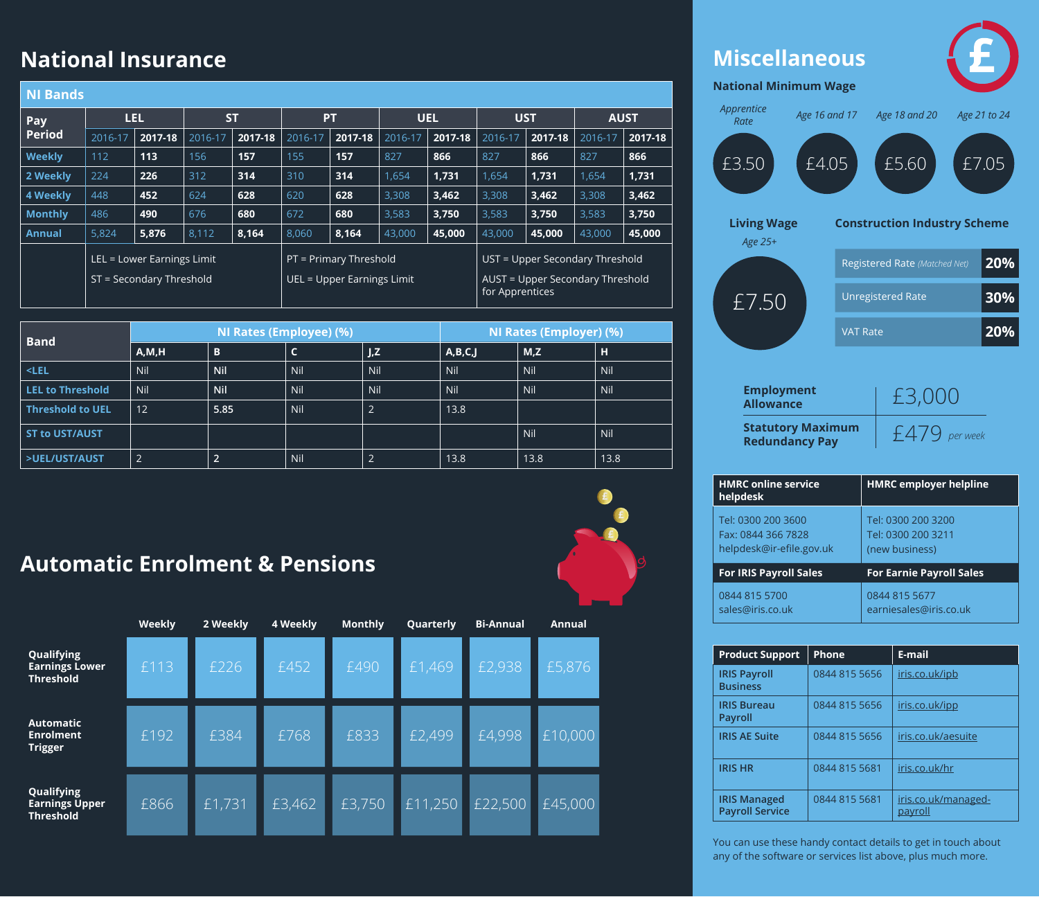# National Insurance

## NI Bands

| Pay Period | LEL | | ST | | PT | | UEL | | UST | | AUST | |
|---|---|---|---|---|---|---|---|---|---|---|---|---|
| | 2016-17 | 2017-18 | 2016-17 | 2017-18 | 2016-17 | 2017-18 | 2016-17 | 2017-18 | 2016-17 | 2017-18 | 2016-17 | 2017-18 |
| Weekly | 112 | **113** | 156 | **157** | 155 | **157** | 827 | **866** | 827 | **866** | 827 | **866** |
| 2 Weekly | 224 | **226** | 312 | **314** | 310 | **314** | 1,654 | **1,731** | 1,654 | **1,731** | 1,654 | **1,731** |
| 4 Weekly | 448 | **452** | 624 | **628** | 620 | **628** | 3,308 | **3,462** | 3,308 | **3,462** | 3,308 | **3,462** |
| Monthly | 486 | **490** | 676 | **680** | 672 | **680** | 3,583 | **3,750** | 3,583 | **3,750** | 3,583 | **3,750** |
| Annual | 5,824 | **5,876** | 8,112 | **8,164** | 8,060 | **8,164** | 43,000 | **45,000** | 43,000 | **45,000** | 43,000 | **45,000** |

LEL = Lower Earnings Limit
ST = Secondary Threshold
PT = Primary Threshold
UEL = Upper Earnings Limit
UST = Upper Secondary Threshold
AUST = Upper Secondary Threshold for Apprentices

| Band | NI Rates (Employee) (%) | | | | NI Rates (Employer) (%) | | |
|---|---|---|---|---|---|---|---|
| | A,M,H | B | C | J,Z | A,B,C,J | M,Z | H |
| <LEL | Nil | **Nil** | Nil | Nil | Nil | Nil | Nil |
| LEL to Threshold | Nil | **Nil** | Nil | Nil | Nil | Nil | Nil |
| Threshold to UEL | 12 | **5.85** | Nil | 2 | 13.8 | | |
| ST to UST/AUST | | | | | | Nil | Nil |
| >UEL/UST/AUST | 2 | 2 | Nil | 2 | 13.8 | 13.8 | 13.8 |

# Automatic Enrolment & Pensions

| | Weekly | 2 Weekly | 4 Weekly | Monthly | Quarterly | Bi-Annual | Annual |
|---|---|---|---|---|---|---|---|
| Qualifying Earnings Lower Threshold | £113 | £226 | £452 | £490 | £1,469 | £2,938 | £5,876 |
| Automatic Enrolment Trigger | £192 | £384 | £768 | £833 | £2,499 | £4,998 | £10,000 |
| Qualifying Earnings Upper Threshold | £866 | £1,731 | £3,462 | £3,750 | £11,250 | £22,500 | £45,000 |

# Miscellaneous

## National Minimum Wage

| Apprentice Rate | Age 16 and 17 | Age 18 and 20 | Age 21 to 24 |
|---|---|---|---|
| £3.50 | £4.05 | £5.60 | £7.05 |

## Living Wage

*Age 25+*

£7.50

## Construction Industry Scheme

| | |
|---|---|
| Registered Rate *(Matched Net)* | **20%** |
| Unregistered Rate | **30%** |
| VAT Rate | **20%** |

| | |
|---|---|
| **Employment Allowance** | £3,000 |
| **Statutory Maximum Redundancy Pay** | £479 *per week* |

| HMRC online service helpdesk | HMRC employer helpline |
|---|---|
| Tel: 0300 200 3600<br>Fax: 0844 366 7828<br>helpdesk@ir-efile.gov.uk | Tel: 0300 200 3200<br>Tel: 0300 200 3211<br>(new business) |
| **For IRIS Payroll Sales** | **For Earnie Payroll Sales** |
| 0844 815 5700<br>sales@iris.co.uk | 0844 815 5677<br>earniesales@iris.co.uk |

| Product Support | Phone | E-mail |
|---|---|---|
| IRIS Payroll Business | 0844 815 5656 | iris.co.uk/ipb |
| IRIS Bureau Payroll | 0844 815 5656 | iris.co.uk/ipp |
| IRIS AE Suite | 0844 815 5656 | iris.co.uk/aesuite |
| IRIS HR | 0844 815 5681 | iris.co.uk/hr |
| IRIS Managed Payroll Service | 0844 815 5681 | iris.co.uk/managed-payroll |

You can use these handy contact details to get in touch about any of the software or services list above, plus much more.